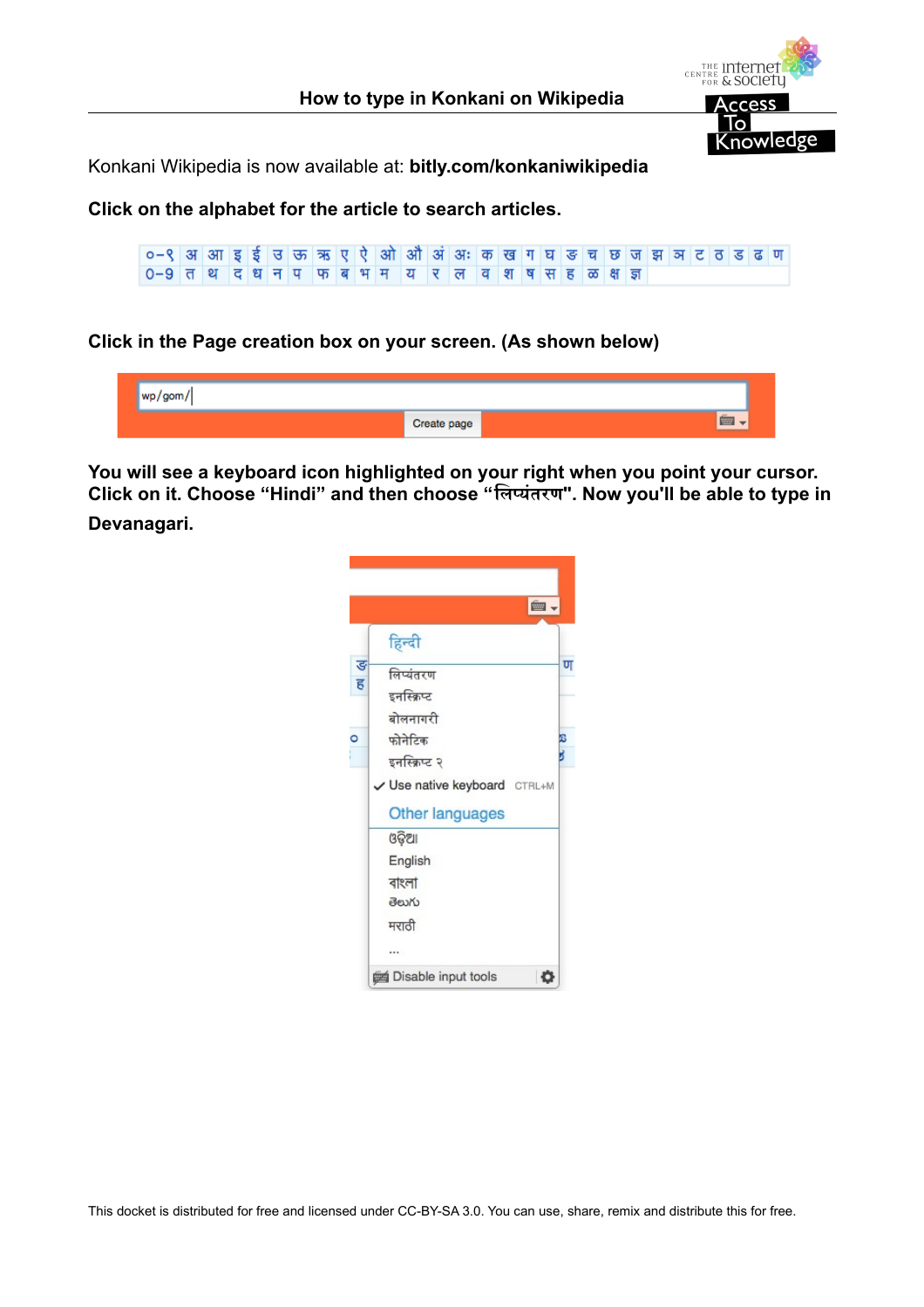# How to type in Konkani on Wikipedia

Konkani Wikipedia is now available at: **bitly.com/konkaniwikipedia**

**Click on the alphabet for the article to search articles.**

| ०-९ | अ | आ | इ | ई | उ | ऊ | ऋ | ए | ऐ | ओ | औ | अं | अः | क | ख | ग | घ | ङ | च | छ | ज | झ | ञ | ट | ठ | ड | ढ | ण |
|---|---|---|---|---|---|---|---|---|---|---|---|---|---|---|---|---|---|---|---|---|---|---|---|---|---|---|---|---|
| 0-9 | त | थ | द | ध | न | प | फ | ब | भ | म | य | र | ल | व | श | ष | स | ह | ळ | क्ष | ज्ञ | | | | | | | |

**Click in the Page creation box on your screen. (As shown below)**

wp/gom/

Create page

**You will see a keyboard icon highlighted on your right when you point your cursor. Click on it. Choose “Hindi” and then choose “लिप्यंतरण". Now you'll be able to type in Devanagari.**

हिन्दी
- लिप्यंतरण
- इनस्क्रिप्ट
- बोलनागरी
- फोनेटिक
- इनस्क्रिप्ट २
- ✓ Use native keyboard CTRL+M

Other languages
- ଓଡ଼ିଆ
- English
- বাংলা
- తెలుగు
- मराठी
- ...

Disable input tools

This docket is distributed for free and licensed under CC-BY-SA 3.0. You can use, share, remix and distribute this for free.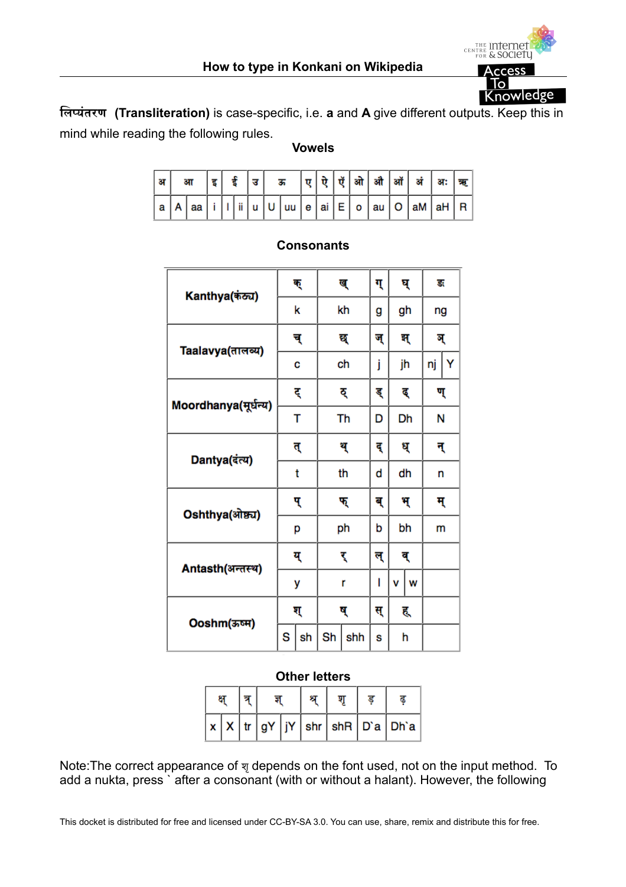**लिप्यंतरण (Transliteration)** is case-specific, i.e. **a** and **A** give different outputs. Keep this in mind while reading the following rules.

### Vowels

| अ | आ | | इ | ई | | उ | ऊ | | ए | ऐ | एँ | ओ | औ | ऑ | अं | अः | ऋ |
|---|---|---|---|---|---|---|---|---|---|---|---|---|---|---|---|---|---|
| a | A | aa | i | I | ii | u | U | uu | e | ai | E | o | au | O | aM | aH | R |

### Consonants

| | | | | | | | | |
|---|---|---|---|---|---|---|---|---|
| Kanthya(कंठ्य) | क् | | ख् | ग् | घ् | | ङ | |
| | k | | kh | g | gh | | ng | |
| Taalavya(तालव्य) | च् | | छ् | ज् | झ् | | ञ् | |
| | c | | ch | j | jh | | nj | Y |
| Moordhanya(मूर्धन्य) | ट् | | ठ् | ड् | ढ् | | ण् | |
| | T | | Th | D | Dh | | N | |
| Dantya(दंत्य) | त् | | थ् | द् | ध् | | न् | |
| | t | | th | d | dh | | n | |
| Oshthya(ओष्ठ्य) | प् | | फ् | ब् | भ् | | म् | |
| | p | | ph | b | bh | | m | |
| Antasth(अन्तस्थ) | य् | | र् | ल् | व् | | | |
| | y | | r | l | v | w | | |
| Ooshm(ऊष्म) | श् | | ष् | स् | ह् | | | |
| | S | sh | Sh / shh | s | h | | | |

### Other letters

| क्ष् | | त्र् | ज्ञ् | | श्र् | शृ | ड़ | ढ़ |
|---|---|---|---|---|---|---|---|---|
| x | X | tr | gY | jY | shr | shR | D`a | Dh`a |

Note:The correct appearance of शृ depends on the font used, not on the input method. To add a nukta, press ` after a consonant (with or without a halant). However, the following

This docket is distributed for free and licensed under CC-BY-SA 3.0. You can use, share, remix and distribute this for free.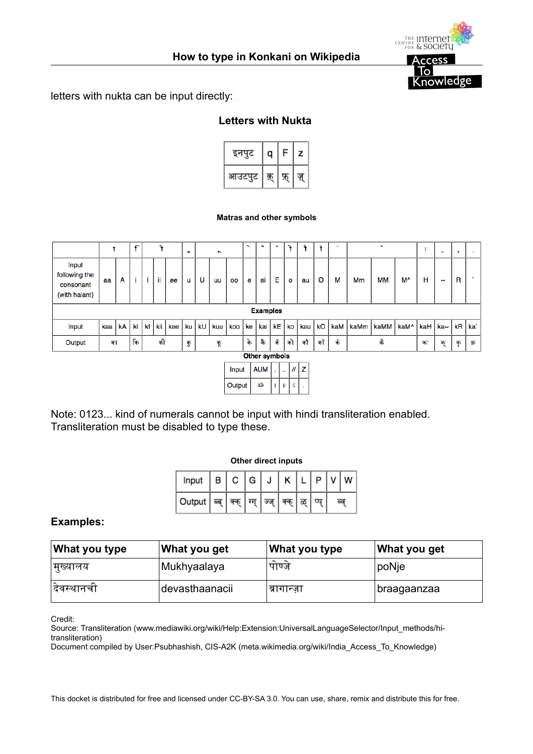letters with nukta can be input directly:

### Letters with Nukta

| इनपुट | q | F | z |
|---|---|---|---|
| आउटपुट | क़् | फ़् | ज़् |

#### Matras and other symbols

| | ा | | ि | ी | | | ु | ू | | | े | ै | ॅ | ो | ौ | ॉ | ं | ँ | | | ः | ् | ृ | ़ |
|---|---|---|---|---|---|---|---|---|---|---|---|---|---|---|---|---|---|---|---|---|---|---|---|---|
| Input following the consonant (with halant) | aa | A | i | I | ii | ee | u | U | uu | oo | e | ai | E | o | au | O | M | Mm | MM | M^ | H | ~ | R | ` |
| **Examples** | | | | | | | | | | | | | | | | | | | | | | | | |
| Input | kaa | kA | ki | kI | kii | kee | ku | kU | kuu | koo | ke | kai | kE | ko | kau | kO | kaM | kaMm | kaMM | kaM^ | kaH | ka~ | kR | ka` |
| Output | का | | कि | की | | | कु | कू | | | के | कै | कॅ | को | कौ | कॉ | कं | कँ | | | कः | क् | कृ | क़ |

#### Other symbols

| Input | AUM | . | .. | // | Z |
|---|---|---|---|---|---|
| Output | ॐ | । | ॥ | ऽ | ़ |

Note: 0123... kind of numerals cannot be input with hindi transliteration enabled. Transliteration must be disabled to type these.

#### Other direct inputs

| Input | B | C | G | J | K | L | P | V | W |
|---|---|---|---|---|---|---|---|---|---|
| Output | ब्ब् | क्क् | ग्ग् | ज्ज् | क्क् | ळ् | प्प् | व्व् | |

## Examples:

| What you type | What you get | What you type | What you get |
|---|---|---|---|
| मुख्यालय | Mukhyaalaya | पोण्जे | poNje |
| देवस्थानची | devasthaanacii | ब्रागान्ज़ा | braagaanzaa |

Credit:
Source: Transliteration (www.mediawiki.org/wiki/Help:Extension:UniversalLanguageSelector/Input_methods/hi-transliteration)
Document compiled by User:Psubhashish, CIS-A2K (meta.wikimedia.org/wiki/India_Access_To_Knowledge)

This docket is distributed for free and licensed under CC-BY-SA 3.0. You can use, share, remix and distribute this for free.